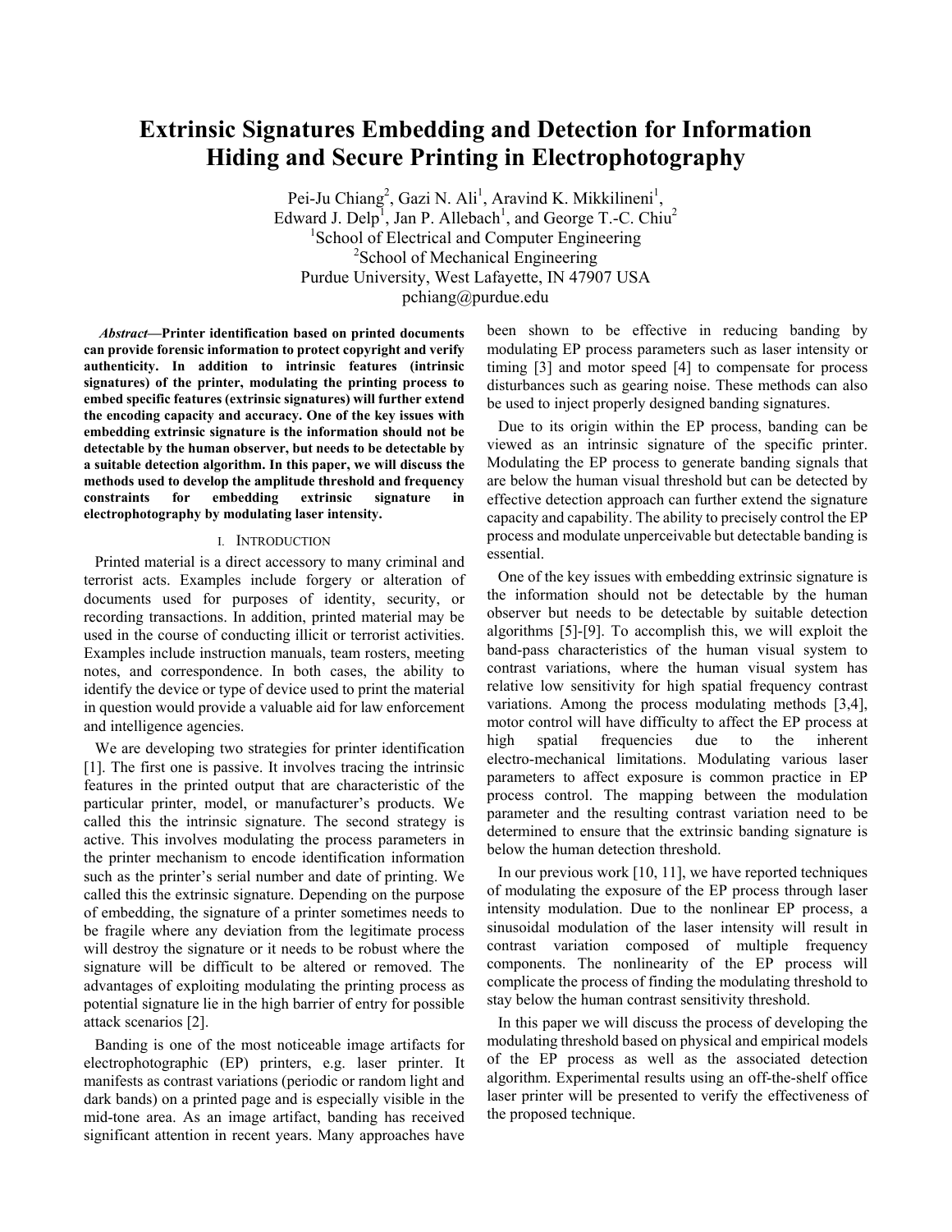# Extrinsic Signatures Embedding and Detection for Information Hiding and Secure Printing in Electrophotography

Pei-Ju Chiang[2], Gazi N. Ali[1], Aravind K. Mikkilineni[1], Edward J. Delp[1], Jan P. Allebach[1], and George T.-C. Chiu[2]

[1]School of Electrical and Computer Engineering

[2]School of Mechanical Engineering

Purdue University, West Lafayette, IN 47907 USA

pchiang@purdue.edu

***Abstract*—Printer identification based on printed documents can provide forensic information to protect copyright and verify authenticity. In addition to intrinsic features (intrinsic signatures) of the printer, modulating the printing process to embed specific features (extrinsic signatures) will further extend the encoding capacity and accuracy. One of the key issues with embedding extrinsic signature is the information should not be detectable by the human observer, but needs to be detectable by a suitable detection algorithm. In this paper, we will discuss the methods used to develop the amplitude threshold and frequency constraints for embedding extrinsic signature in electrophotography by modulating laser intensity.**

## I. Introduction

Printed material is a direct accessory to many criminal and terrorist acts. Examples include forgery or alteration of documents used for purposes of identity, security, or recording transactions. In addition, printed material may be used in the course of conducting illicit or terrorist activities. Examples include instruction manuals, team rosters, meeting notes, and correspondence. In both cases, the ability to identify the device or type of device used to print the material in question would provide a valuable aid for law enforcement and intelligence agencies.

We are developing two strategies for printer identification [1]. The first one is passive. It involves tracing the intrinsic features in the printed output that are characteristic of the particular printer, model, or manufacturer's products. We called this the intrinsic signature. The second strategy is active. This involves modulating the process parameters in the printer mechanism to encode identification information such as the printer's serial number and date of printing. We called this the extrinsic signature. Depending on the purpose of embedding, the signature of a printer sometimes needs to be fragile where any deviation from the legitimate process will destroy the signature or it needs to be robust where the signature will be difficult to be altered or removed. The advantages of exploiting modulating the printing process as potential signature lie in the high barrier of entry for possible attack scenarios [2].

Banding is one of the most noticeable image artifacts for electrophotographic (EP) printers, e.g. laser printer. It manifests as contrast variations (periodic or random light and dark bands) on a printed page and is especially visible in the mid-tone area. As an image artifact, banding has received significant attention in recent years. Many approaches have been shown to be effective in reducing banding by modulating EP process parameters such as laser intensity or timing [3] and motor speed [4] to compensate for process disturbances such as gearing noise. These methods can also be used to inject properly designed banding signatures.

Due to its origin within the EP process, banding can be viewed as an intrinsic signature of the specific printer. Modulating the EP process to generate banding signals that are below the human visual threshold but can be detected by effective detection approach can further extend the signature capacity and capability. The ability to precisely control the EP process and modulate unperceivable but detectable banding is essential.

One of the key issues with embedding extrinsic signature is the information should not be detectable by the human observer but needs to be detectable by suitable detection algorithms [5]-[9]. To accomplish this, we will exploit the band-pass characteristics of the human visual system to contrast variations, where the human visual system has relative low sensitivity for high spatial frequency contrast variations. Among the process modulating methods [3,4], motor control will have difficulty to affect the EP process at high spatial frequencies due to the inherent electro-mechanical limitations. Modulating various laser parameters to affect exposure is common practice in EP process control. The mapping between the modulation parameter and the resulting contrast variation need to be determined to ensure that the extrinsic banding signature is below the human detection threshold.

In our previous work [10, 11], we have reported techniques of modulating the exposure of the EP process through laser intensity modulation. Due to the nonlinear EP process, a sinusoidal modulation of the laser intensity will result in contrast variation composed of multiple frequency components. The nonlinearity of the EP process will complicate the process of finding the modulating threshold to stay below the human contrast sensitivity threshold.

In this paper we will discuss the process of developing the modulating threshold based on physical and empirical models of the EP process as well as the associated detection algorithm. Experimental results using an off-the-shelf office laser printer will be presented to verify the effectiveness of the proposed technique.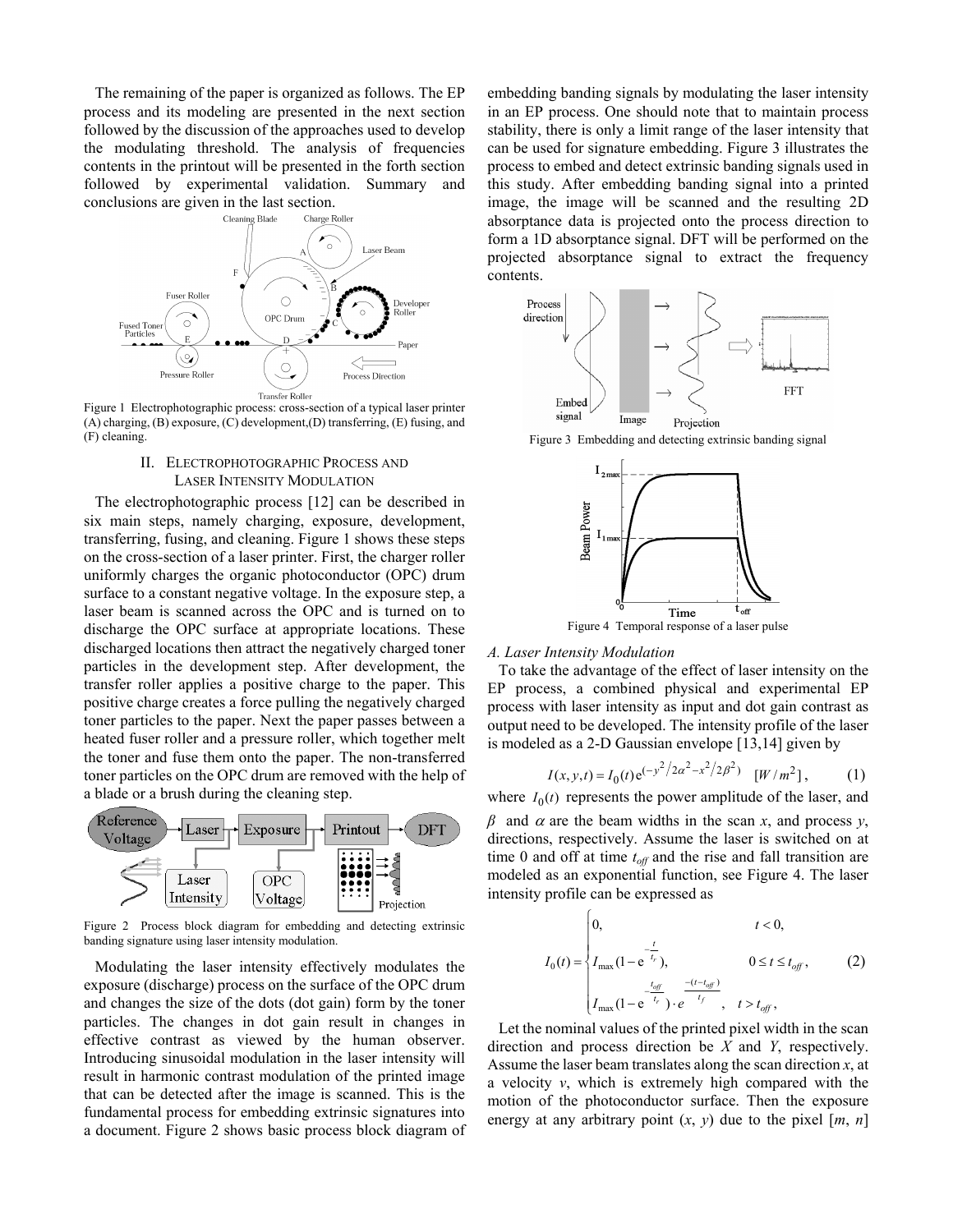The remaining of the paper is organized as follows. The EP process and its modeling are presented in the next section followed by the discussion of the approaches used to develop the modulating threshold. The analysis of frequencies contents in the printout will be presented in the forth section followed by experimental validation. Summary and conclusions are given in the last section.

Figure 1 Electrophotographic process: cross-section of a typical laser printer (A) charging, (B) exposure, (C) development,(D) transferring, (E) fusing, and (F) cleaning.

## II. Electrophotographic Process and Laser Intensity Modulation

The electrophotographic process [12] can be described in six main steps, namely charging, exposure, development, transferring, fusing, and cleaning. Figure 1 shows these steps on the cross-section of a laser printer. First, the charger roller uniformly charges the organic photoconductor (OPC) drum surface to a constant negative voltage. In the exposure step, a laser beam is scanned across the OPC and is turned on to discharge the OPC surface at appropriate locations. These discharged locations then attract the negatively charged toner particles in the development step. After development, the transfer roller applies a positive charge to the paper. This positive charge creates a force pulling the negatively charged toner particles to the paper. Next the paper passes between a heated fuser roller and a pressure roller, which together melt the toner and fuse them onto the paper. The non-transferred toner particles on the OPC drum are removed with the help of a blade or a brush during the cleaning step.

Figure 2 Process block diagram for embedding and detecting extrinsic banding signature using laser intensity modulation.

Modulating the laser intensity effectively modulates the exposure (discharge) process on the surface of the OPC drum and changes the size of the dots (dot gain) form by the toner particles. The changes in dot gain result in changes in effective contrast as viewed by the human observer. Introducing sinusoidal modulation in the laser intensity will result in harmonic contrast modulation of the printed image that can be detected after the image is scanned. This is the fundamental process for embedding extrinsic signatures into a document. Figure 2 shows basic process block diagram of embedding banding signals by modulating the laser intensity in an EP process. One should note that to maintain process stability, there is only a limit range of the laser intensity that can be used for signature embedding. Figure 3 illustrates the process to embed and detect extrinsic banding signals used in this study. After embedding banding signal into a printed image, the image will be scanned and the resulting 2D absorptance data is projected onto the process direction to form a 1D absorptance signal. DFT will be performed on the projected absorptance signal to extract the frequency contents.

Figure 3 Embedding and detecting extrinsic banding signal

Figure 4 Temporal response of a laser pulse

### A. Laser Intensity Modulation

To take the advantage of the effect of laser intensity on the EP process, a combined physical and experimental EP process with laser intensity as input and dot gain contrast as output need to be developed. The intensity profile of the laser is modeled as a 2-D Gaussian envelope [13,14] given by

$$I(x,y,t) = I_0(t)\,e^{(-y^2/2\alpha^2 - x^2/2\beta^2)} \quad [W/m^2], \tag{1}$$

where $I_0(t)$ represents the power amplitude of the laser, and $\beta$ and $\alpha$ are the beam widths in the scan $x$, and process $y$, directions, respectively. Assume the laser is switched on at time 0 and off at time $t_{off}$ and the rise and fall transition are modeled as an exponential function, see Figure 4. The laser intensity profile can be expressed as

$$I_0(t) = \begin{cases} 0, & t < 0, \\ I_{\max}(1 - e^{-\frac{t}{t_r}}), & 0 \le t \le t_{off}, \\ I_{\max}(1 - e^{-\frac{t_{off}}{t_r}}) \cdot e^{\frac{-(t - t_{off})}{t_f}}, & t > t_{off}, \end{cases} \tag{2}$$

Let the nominal values of the printed pixel width in the scan direction and process direction be $X$ and $Y$, respectively. Assume the laser beam translates along the scan direction $x$, at a velocity $v$, which is extremely high compared with the motion of the photoconductor surface. Then the exposure energy at any arbitrary point $(x, y)$ due to the pixel $[m, n]$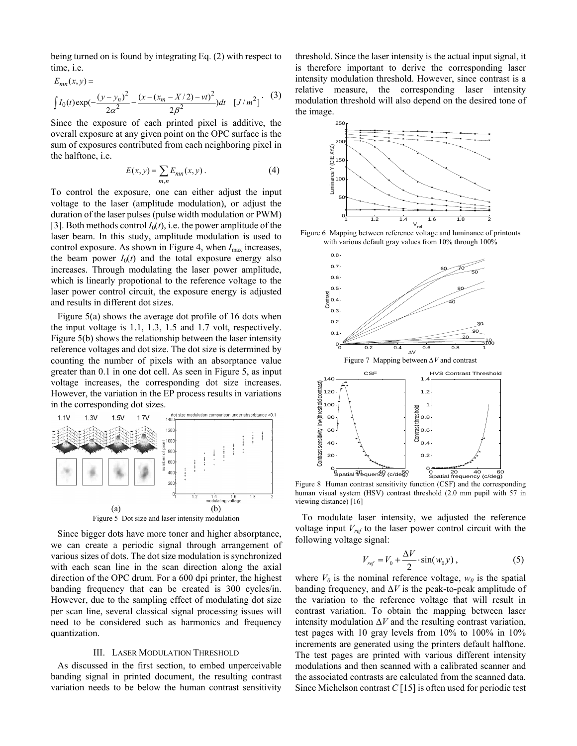being turned on is found by integrating Eq. (2) with respect to time, i.e.

$$E_{mn}(x,y) = \int I_0(t)\exp\left(-\frac{(y-y_n)^2}{2\alpha^2} - \frac{(x-(x_m - X/2)-vt)^2}{2\beta^2}\right)dt \quad [J/m^2]. \tag{3}$$

Since the exposure of each printed pixel is additive, the overall exposure at any given point on the OPC surface is the sum of exposures contributed from each neighboring pixel in the halftone, i.e.

$$E(x,y) = \sum_{m,n} E_{mn}(x,y). \tag{4}$$

To control the exposure, one can either adjust the input voltage to the laser (amplitude modulation), or adjust the duration of the laser pulses (pulse width modulation or PWM) [3]. Both methods control $I_0(t)$, i.e. the power amplitude of the laser beam. In this study, amplitude modulation is used to control exposure. As shown in Figure 4, when $I_{max}$ increases, the beam power $I_0(t)$ and the total exposure energy also increases. Through modulating the laser power amplitude, which is linearly propotional to the reference voltage to the laser power control circuit, the exposure energy is adjusted and results in different dot sizes.

Figure 5(a) shows the average dot profile of 16 dots when the input voltage is 1.1, 1.3, 1.5 and 1.7 volt, respectively. Figure 5(b) shows the relationship between the laser intensity reference voltages and dot size. The dot size is determined by counting the number of pixels with an absorptance value greater than 0.1 in one dot cell. As seen in Figure 5, as input voltage increases, the corresponding dot size increases. However, the variation in the EP process results in variations in the corresponding dot sizes.

(a) (b)

Figure 5 Dot size and laser intensity modulation

Since bigger dots have more toner and higher absorptance, we can create a periodic signal through arrangement of various sizes of dots. The dot size modulation is synchronized with each scan line in the scan direction along the axial direction of the OPC drum. For a 600 dpi printer, the highest banding frequency that can be created is 300 cycles/in. However, due to the sampling effect of modulating dot size per scan line, several classical signal processing issues will need to be considered such as harmonics and frequency quantization.

## III. Laser Modulation Threshold

As discussed in the first section, to embed unperceivable banding signal in printed document, the resulting contrast variation needs to be below the human contrast sensitivity threshold. Since the laser intensity is the actual input signal, it is therefore important to derive the corresponding laser intensity modulation threshold. However, since contrast is a relative measure, the corresponding laser intensity modulation threshold will also depend on the desired tone of the image.

Figure 6 Mapping between reference voltage and luminance of printouts with various default gray values from 10% through 100%

Figure 7 Mapping between $\Delta V$ and contrast

Figure 8 Human contrast sensitivity function (CSF) and the corresponding human visual system (HSV) contrast threshold (2.0 mm pupil with 57 in viewing distance) [16]

To modulate laser intensity, we adjusted the reference voltage input $V_{ref}$ to the laser power control circuit with the following voltage signal:

$$V_{ref} = V_0 + \frac{\Delta V}{2} \cdot \sin(w_0 y), \tag{5}$$

where $V_0$ is the nominal reference voltage, $w_0$ is the spatial banding frequency, and $\Delta V$ is the peak-to-peak amplitude of the variation to the reference voltage that will result in contrast variation. To obtain the mapping between laser intensity modulation $\Delta V$ and the resulting contrast variation, test pages with 10 gray levels from 10% to 100% in 10% increments are generated using the printers default halftone. The test pages are printed with various different intensity modulations and then scanned with a calibrated scanner and the associated contrasts are calculated from the scanned data. Since Michelson contrast $C$ [15] is often used for periodic test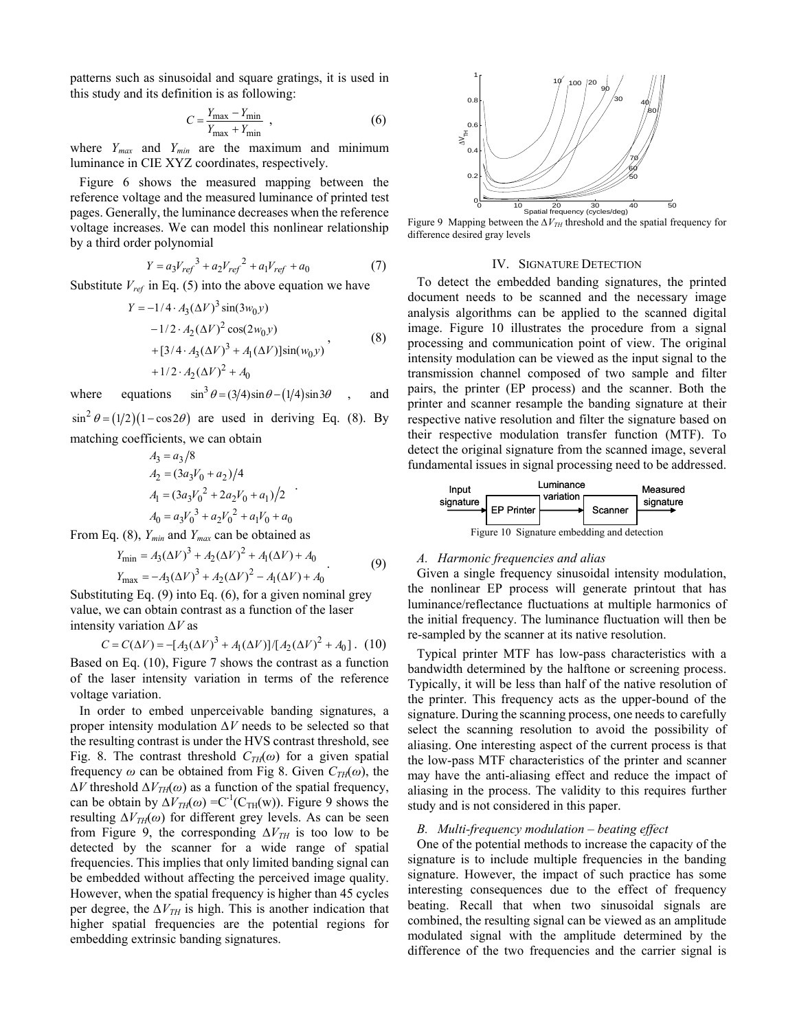patterns such as sinusoidal and square gratings, it is used in this study and its definition is as following:

$$C = \frac{Y_{max} - Y_{min}}{Y_{max} + Y_{min}} \,, \tag{6}$$

where $Y_{max}$ and $Y_{min}$ are the maximum and minimum luminance in CIE XYZ coordinates, respectively.

Figure 6 shows the measured mapping between the reference voltage and the measured luminance of printed test pages. Generally, the luminance decreases when the reference voltage increases. We can model this nonlinear relationship by a third order polynomial

$$Y = a_3 V_{ref}^{\ 3} + a_2 V_{ref}^{\ 2} + a_1 V_{ref} + a_0 \tag{7}$$

Substitute $V_{ref}$ in Eq. (5) into the above equation we have

$$\begin{aligned} Y = & -1/4 \cdot A_3 (\Delta V)^3 \sin(3w_0 y) \\ & -1/2 \cdot A_2 (\Delta V)^2 \cos(2w_0 y) \\ & +[3/4 \cdot A_3 (\Delta V)^3 + A_1 (\Delta V)] \sin(w_0 y) \\ & +1/2 \cdot A_2 (\Delta V)^2 + A_0 \end{aligned} \,, \tag{8}$$

where equations $\sin^3\theta = (3/4)\sin\theta - (1/4)\sin 3\theta$ , and $\sin^2\theta = (1/2)(1-\cos 2\theta)$ are used in deriving Eq. (8). By matching coefficients, we can obtain

$$\begin{aligned} A_3 &= a_3/8 \\ A_2 &= (3a_3 V_0 + a_2)/4 \\ A_1 &= (3a_3 V_0^2 + 2a_2 V_0 + a_1)/2 \\ A_0 &= a_3 V_0^3 + a_2 V_0^2 + a_1 V_0 + a_0 \end{aligned} .$$

From Eq. (8), $Y_{min}$ and $Y_{max}$ can be obtained as

$$\begin{aligned} Y_{min} &= A_3(\Delta V)^3 + A_2(\Delta V)^2 + A_1(\Delta V) + A_0 \\ Y_{max} &= -A_3(\Delta V)^3 + A_2(\Delta V)^2 - A_1(\Delta V) + A_0 \end{aligned} . \tag{9}$$

Substituting Eq. (9) into Eq. (6), for a given nominal grey value, we can obtain contrast as a function of the laser intensity variation $\Delta V$ as

$$C = C(\Delta V) = -[A_3(\Delta V)^3 + A_1(\Delta V)]/[A_2(\Delta V)^2 + A_0] \,. \tag{10}$$

Based on Eq. (10), Figure 7 shows the contrast as a function of the laser intensity variation in terms of the reference voltage variation.

In order to embed unperceivable banding signatures, a proper intensity modulation $\Delta V$ needs to be selected so that the resulting contrast is under the HVS contrast threshold, see Fig. 8. The contrast threshold $C_{TH}(\omega)$ for a given spatial frequency $\omega$ can be obtained from Fig 8. Given $C_{TH}(\omega)$, the $\Delta V$ threshold $\Delta V_{TH}(\omega)$ as a function of the spatial frequency, can be obtain by $\Delta V_{TH}(\omega) = C^{-1}(C_{TH}(w))$. Figure 9 shows the resulting $\Delta V_{TH}(\omega)$ for different grey levels. As can be seen from Figure 9, the corresponding $\Delta V_{TH}$ is too low to be detected by the scanner for a wide range of spatial frequencies. This implies that only limited banding signal can be embedded without affecting the perceived image quality. However, when the spatial frequency is higher than 45 cycles per degree, the $\Delta V_{TH}$ is high. This is another indication that higher spatial frequencies are the potential regions for embedding extrinsic banding signatures.

Figure 9 Mapping between the $\Delta V_{TH}$ threshold and the spatial frequency for difference desired gray levels

## IV. Signature Detection

To detect the embedded banding signatures, the printed document needs to be scanned and the necessary image analysis algorithms can be applied to the scanned digital image. Figure 10 illustrates the procedure from a signal processing and communication point of view. The original intensity modulation can be viewed as the input signal to the transmission channel composed of two sample and filter pairs, the printer (EP process) and the scanner. Both the printer and scanner resample the banding signature at their respective native resolution and filter the signature based on their respective modulation transfer function (MTF). To detect the original signature from the scanned image, several fundamental issues in signal processing need to be addressed.

Figure 10 Signature embedding and detection

### A. Harmonic frequencies and alias

Given a single frequency sinusoidal intensity modulation, the nonlinear EP process will generate printout that has luminance/reflectance fluctuations at multiple harmonics of the initial frequency. The luminance fluctuation will then be re-sampled by the scanner at its native resolution.

Typical printer MTF has low-pass characteristics with a bandwidth determined by the halftone or screening process. Typically, it will be less than half of the native resolution of the printer. This frequency acts as the upper-bound of the signature. During the scanning process, one needs to carefully select the scanning resolution to avoid the possibility of aliasing. One interesting aspect of the current process is that the low-pass MTF characteristics of the printer and scanner may have the anti-aliasing effect and reduce the impact of aliasing in the process. The validity to this requires further study and is not considered in this paper.

### B. Multi-frequency modulation – beating effect

One of the potential methods to increase the capacity of the signature is to include multiple frequencies in the banding signature. However, the impact of such practice has some interesting consequences due to the effect of frequency beating. Recall that when two sinusoidal signals are combined, the resulting signal can be viewed as an amplitude modulated signal with the amplitude determined by the difference of the two frequencies and the carrier signal is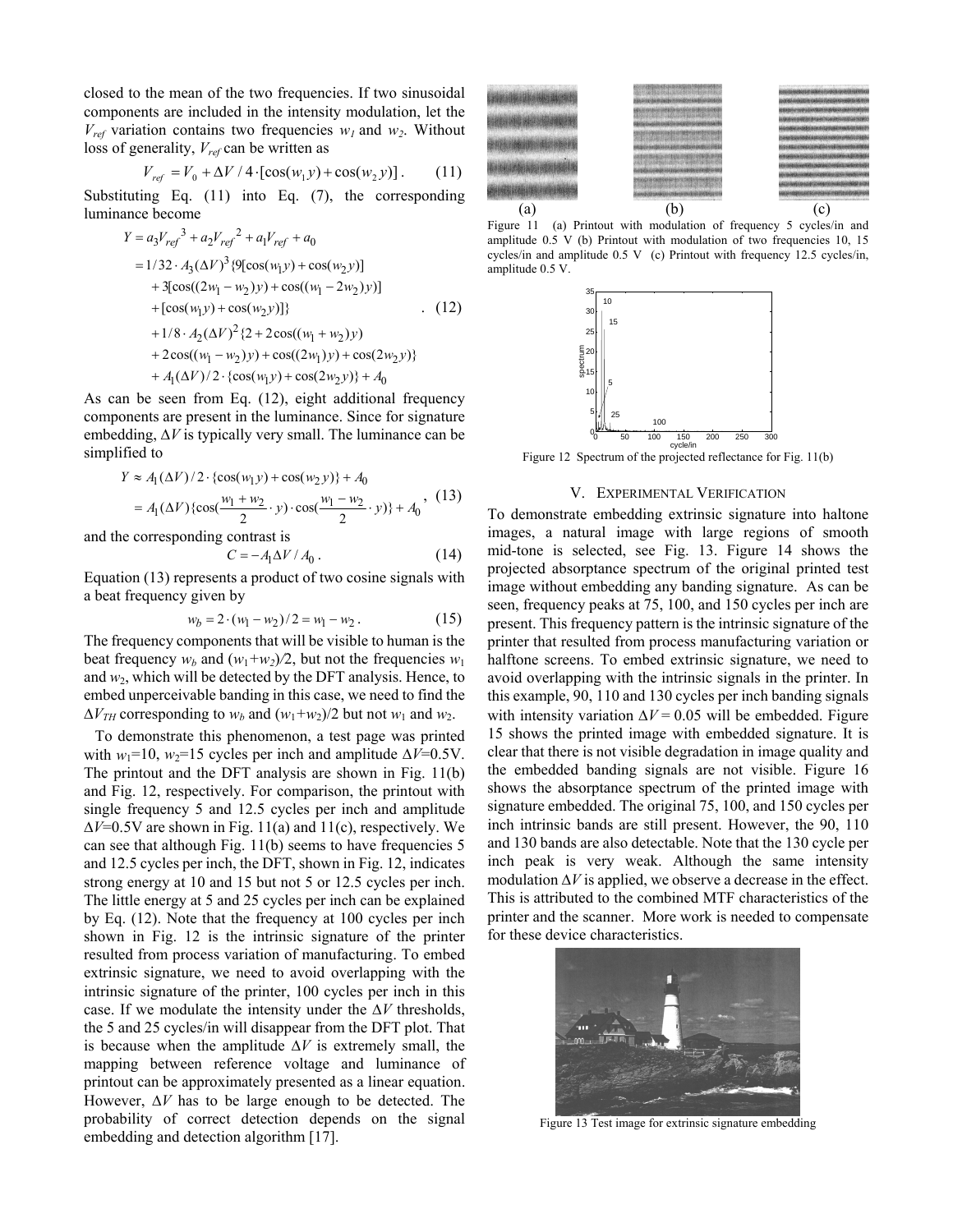closed to the mean of the two frequencies. If two sinusoidal components are included in the intensity modulation, let the $V_{ref}$ variation contains two frequencies $w_1$ and $w_2$. Without loss of generality, $V_{ref}$ can be written as

$$V_{ref} = V_0 + \Delta V / 4 \cdot [\cos(w_1 y) + \cos(w_2 y)] \,. \tag{11}$$

Substituting Eq. (11) into Eq. (7), the corresponding luminance become

$$\begin{aligned} Y &= a_3 V_{ref}^{\ 3} + a_2 V_{ref}^{\ 2} + a_1 V_{ref} + a_0 \\ &= 1/32 \cdot A_3 (\Delta V)^3 \{9[\cos(w_1 y) + \cos(w_2 y)] \\ &\quad + 3[\cos((2w_1 - w_2) y) + \cos((w_1 - 2w_2) y)] \\ &\quad + [\cos(w_1 y) + \cos(w_2 y)]\} \\ &\quad + 1/8 \cdot A_2 (\Delta V)^2 \{2 + 2\cos((w_1 + w_2) y) \\ &\quad + 2\cos((w_1 - w_2) y) + \cos((2w_1) y) + \cos(2w_2 y)\} \\ &\quad + A_1 (\Delta V)/2 \cdot \{\cos(w_1 y) + \cos(2w_2 y)\} + A_0 \end{aligned} \tag{12}$$

As can be seen from Eq. (12), eight additional frequency components are present in the luminance. Since for signature embedding, $\Delta V$ is typically very small. The luminance can be simplified to

$$\begin{aligned} Y &\approx A_1 (\Delta V)/2 \cdot \{\cos(w_1 y) + \cos(w_2 y)\} + A_0 \\ &= A_1 (\Delta V) \{\cos(\frac{w_1 + w_2}{2} \cdot y) \cdot \cos(\frac{w_1 - w_2}{2} \cdot y)\} + A_0 \end{aligned} , \tag{13}$$

and the corresponding contrast is

$$C = -A_1 \Delta V / A_0 \,. \tag{14}$$

Equation (13) represents a product of two cosine signals with a beat frequency given by

$$w_b = 2 \cdot (w_1 - w_2)/2 = w_1 - w_2 \,. \tag{15}$$

The frequency components that will be visible to human is the beat frequency $w_b$ and $(w_1+w_2)/2$, but not the frequencies $w_1$ and $w_2$, which will be detected by the DFT analysis. Hence, to embed unperceivable banding in this case, we need to find the $\Delta V_{TH}$ corresponding to $w_b$ and $(w_1+w_2)/2$ but not $w_1$ and $w_2$.

To demonstrate this phenomenon, a test page was printed with $w_1$=10, $w_2$=15 cycles per inch and amplitude $\Delta V$=0.5V. The printout and the DFT analysis are shown in Fig. 11(b) and Fig. 12, respectively. For comparison, the printout with single frequency 5 and 12.5 cycles per inch and amplitude $\Delta V$=0.5V are shown in Fig. 11(a) and 11(c), respectively. We can see that although Fig. 11(b) seems to have frequencies 5 and 12.5 cycles per inch, the DFT, shown in Fig. 12, indicates strong energy at 10 and 15 but not 5 or 12.5 cycles per inch. The little energy at 5 and 25 cycles per inch can be explained by Eq. (12). Note that the frequency at 100 cycles per inch shown in Fig. 12 is the intrinsic signature of the printer resulted from process variation of manufacturing. To embed extrinsic signature, we need to avoid overlapping with the intrinsic signature of the printer, 100 cycles per inch in this case. If we modulate the intensity under the $\Delta V$ thresholds, the 5 and 25 cycles/in will disappear from the DFT plot. That is because when the amplitude $\Delta V$ is extremely small, the mapping between reference voltage and luminance of printout can be approximately presented as a linear equation. However, $\Delta V$ has to be large enough to be detected. The probability of correct detection depends on the signal embedding and detection algorithm [17].

Figure 11 (a) Printout with modulation of frequency 5 cycles/in and amplitude 0.5 V (b) Printout with modulation of two frequencies 10, 15 cycles/in and amplitude 0.5 V (c) Printout with frequency 12.5 cycles/in, amplitude 0.5 V.

Figure 12 Spectrum of the projected reflectance for Fig. 11(b)

## V. Experimental Verification

To demonstrate embedding extrinsic signature into haltone images, a natural image with large regions of smooth mid-tone is selected, see Fig. 13. Figure 14 shows the projected absorptance spectrum of the original printed test image without embedding any banding signature. As can be seen, frequency peaks at 75, 100, and 150 cycles per inch are present. This frequency pattern is the intrinsic signature of the printer that resulted from process manufacturing variation or halftone screens. To embed extrinsic signature, we need to avoid overlapping with the intrinsic signals in the printer. In this example, 90, 110 and 130 cycles per inch banding signals with intensity variation $\Delta V$ = 0.05 will be embedded. Figure 15 shows the printed image with embedded signature. It is clear that there is not visible degradation in image quality and the embedded banding signals are not visible. Figure 16 shows the absorptance spectrum of the printed image with signature embedded. The original 75, 100, and 150 cycles per inch intrinsic bands are still present. However, the 90, 110 and 130 bands are also detectable. Note that the 130 cycle per inch peak is very weak. Although the same intensity modulation $\Delta V$ is applied, we observe a decrease in the effect. This is attributed to the combined MTF characteristics of the printer and the scanner. More work is needed to compensate for these device characteristics.

Figure 13 Test image for extrinsic signature embedding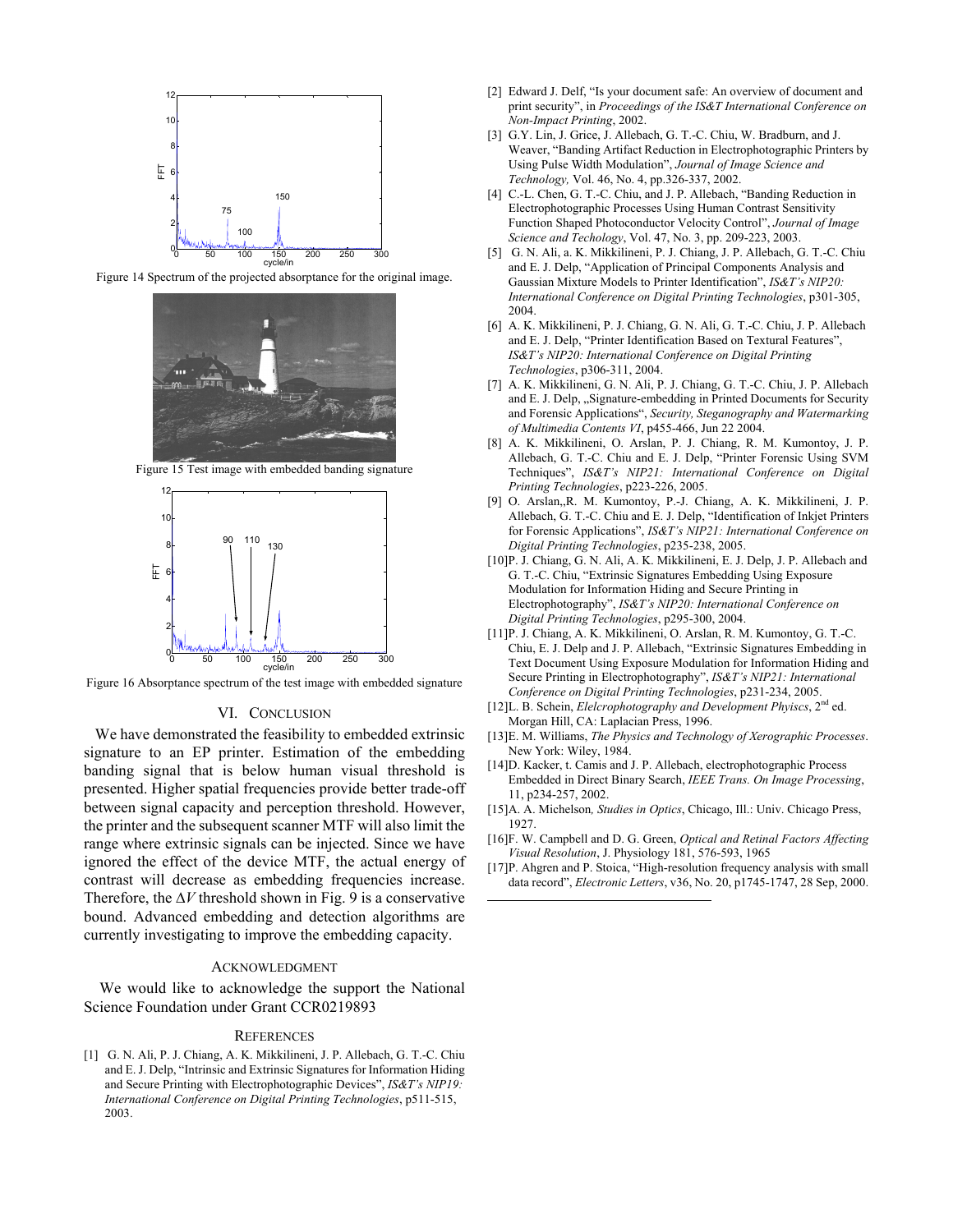12
10
8
FFT 6
4
2
0
0 50 100 150 200 250 300
cycle/in
75
100
150

Figure 14 Spectrum of the projected absorptance for the original image.

Figure 15 Test image with embedded banding signature

12
10
8
FFT 6
4
2
0
0 50 100 150 200 250 300
cycle/in
90 110 130

Figure 16 Absorptance spectrum of the test image with embedded signature

## VI. Conclusion

We have demonstrated the feasibility to embedded extrinsic signature to an EP printer. Estimation of the embedding banding signal that is below human visual threshold is presented. Higher spatial frequencies provide better trade-off between signal capacity and perception threshold. However, the printer and the subsequent scanner MTF will also limit the range where extrinsic signals can be injected. Since we have ignored the effect of the device MTF, the actual energy of contrast will decrease as embedding frequencies increase. Therefore, the $\Delta V$ threshold shown in Fig. 9 is a conservative bound. Advanced embedding and detection algorithms are currently investigating to improve the embedding capacity.

## Acknowledgment

We would like to acknowledge the support the National Science Foundation under Grant CCR0219893

## References

[1] G. N. Ali, P. J. Chiang, A. K. Mikkilineni, J. P. Allebach, G. T.-C. Chiu and E. J. Delp, "Intrinsic and Extrinsic Signatures for Information Hiding and Secure Printing with Electrophotographic Devices", *IS&T's NIP19: International Conference on Digital Printing Technologies*, p511-515, 2003.

[2] Edward J. Delf, "Is your document safe: An overview of document and print security", in *Proceedings of the IS&T International Conference on Non-Impact Printing*, 2002.

[3] G.Y. Lin, J. Grice, J. Allebach, G. T.-C. Chiu, W. Bradburn, and J. Weaver, "Banding Artifact Reduction in Electrophotographic Printers by Using Pulse Width Modulation", *Journal of Image Science and Technology,* Vol. 46, No. 4, pp.326-337, 2002.

[4] C.-L. Chen, G. T.-C. Chiu, and J. P. Allebach, "Banding Reduction in Electrophotographic Processes Using Human Contrast Sensitivity Function Shaped Photoconductor Velocity Control", *Journal of Image Science and Techology*, Vol. 47, No. 3, pp. 209-223, 2003.

[5] G. N. Ali, a. K. Mikkilineni, P. J. Chiang, J. P. Allebach, G. T.-C. Chiu and E. J. Delp, "Application of Principal Components Analysis and Gaussian Mixture Models to Printer Identification", *IS&T's NIP20: International Conference on Digital Printing Technologies*, p301-305, 2004.

[6] A. K. Mikkilineni, P. J. Chiang, G. N. Ali, G. T.-C. Chiu, J. P. Allebach and E. J. Delp, "Printer Identification Based on Textural Features", *IS&T's NIP20: International Conference on Digital Printing Technologies*, p306-311, 2004.

[7] A. K. Mikkilineni, G. N. Ali, P. J. Chiang, G. T.-C. Chiu, J. P. Allebach and E. J. Delp, „Signature-embedding in Printed Documents for Security and Forensic Applications", *Security, Steganography and Watermarking of Multimedia Contents VI*, p455-466, Jun 22 2004.

[8] A. K. Mikkilineni, O. Arslan, P. J. Chiang, R. M. Kumontoy, J. P. Allebach, G. T.-C. Chiu and E. J. Delp, "Printer Forensic Using SVM Techniques", *IS&T's NIP21: International Conference on Digital Printing Technologies*, p223-226, 2005.

[9] O. Arslan,,R. M. Kumontoy, P.-J. Chiang, A. K. Mikkilineni, J. P. Allebach, G. T.-C. Chiu and E. J. Delp, "Identification of Inkjet Printers for Forensic Applications", *IS&T's NIP21: International Conference on Digital Printing Technologies*, p235-238, 2005.

[10] P. J. Chiang, G. N. Ali, A. K. Mikkilineni, E. J. Delp, J. P. Allebach and G. T.-C. Chiu, "Extrinsic Signatures Embedding Using Exposure Modulation for Information Hiding and Secure Printing in Electrophotography", *IS&T's NIP20: International Conference on Digital Printing Technologies*, p295-300, 2004.

[11] P. J. Chiang, A. K. Mikkilineni, O. Arslan, R. M. Kumontoy, G. T.-C. Chiu, E. J. Delp and J. P. Allebach, "Extrinsic Signatures Embedding in Text Document Using Exposure Modulation for Information Hiding and Secure Printing in Electrophotography", *IS&T's NIP21: International Conference on Digital Printing Technologies*, p231-234, 2005.

[12] L. B. Schein, *Elelcrophotography and Development Phyiscs*, 2nd ed. Morgan Hill, CA: Laplacian Press, 1996.

[13] E. M. Williams, *The Physics and Technology of Xerographic Processes*. New York: Wiley, 1984.

[14] D. Kacker, t. Camis and J. P. Allebach, electrophotographic Process Embedded in Direct Binary Search, *IEEE Trans. On Image Processing*, 11, p234-257, 2002.

[15] A. A. Michelson, *Studies in Optics*, Chicago, Ill.: Univ. Chicago Press, 1927.

[16] F. W. Campbell and D. G. Green, *Optical and Retinal Factors Affecting Visual Resolution*, J. Physiology 181, 576-593, 1965

[17] P. Ahgren and P. Stoica, "High-resolution frequency analysis with small data record", *Electronic Letters*, v36, No. 20, p1745-1747, 28 Sep, 2000.